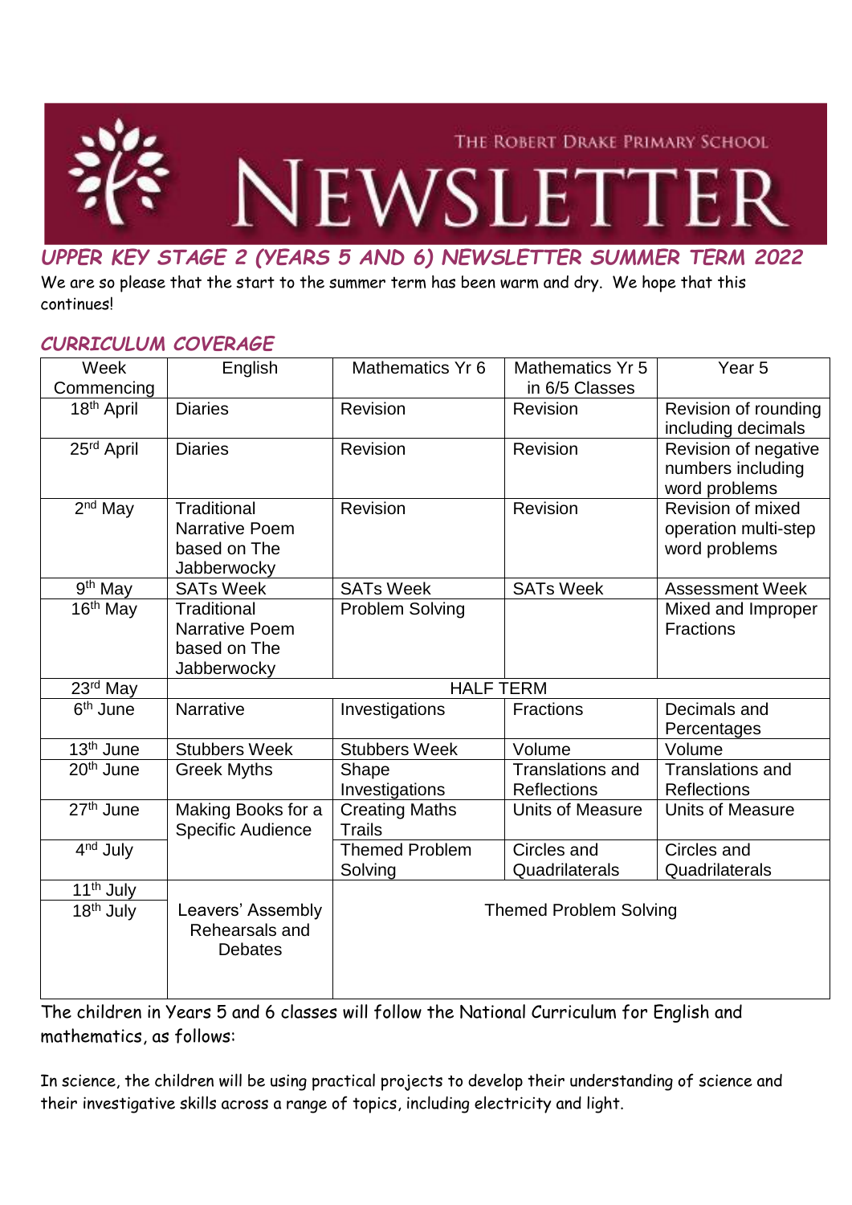THE ROBERT DRAKE PRIMARY SCHOOL

# NEWSLETTER

## *UPPER KEY STAGE 2 (YEARS 5 AND 6) NEWSLETTER SUMMER TERM 2022*

We are so please that the start to the summer term has been warm and dry. We hope that this continues!

### *CURRICULUM COVERAGE*

| Week Commencing | English | Mathematics Yr 6 | Mathematics Yr 5 in 6/5 Classes | Year 5 |
|---|---|---|---|---|
| 18th April | Diaries | Revision | Revision | Revision of rounding including decimals |
| 25rd April | Diaries | Revision | Revision | Revision of negative numbers including word problems |
| 2nd May | Traditional Narrative Poem based on The Jabberwocky | Revision | Revision | Revision of mixed operation multi-step word problems |
| 9th May | SATs Week | SATs Week | SATs Week | Assessment Week |
| 16th May | Traditional Narrative Poem based on The Jabberwocky | Problem Solving | | Mixed and Improper Fractions |
| 23rd May | HALF TERM | | | |
| 6th June | Narrative | Investigations | Fractions | Decimals and Percentages |
| 13th June | Stubbers Week | Stubbers Week | Volume | Volume |
| 20th June | Greek Myths | Shape Investigations | Translations and Reflections | Translations and Reflections |
| 27th June | Making Books for a Specific Audience | Creating Maths Trails | Units of Measure | Units of Measure |
| 4nd July | | Themed Problem Solving | Circles and Quadrilaterals | Circles and Quadrilaterals |
| 11th July | Leavers' Assembly Rehearsals and Debates | Themed Problem Solving | | |
| 18th July | | | | |

The children in Years 5 and 6 classes will follow the National Curriculum for English and mathematics, as follows:

In science, the children will be using practical projects to develop their understanding of science and their investigative skills across a range of topics, including electricity and light.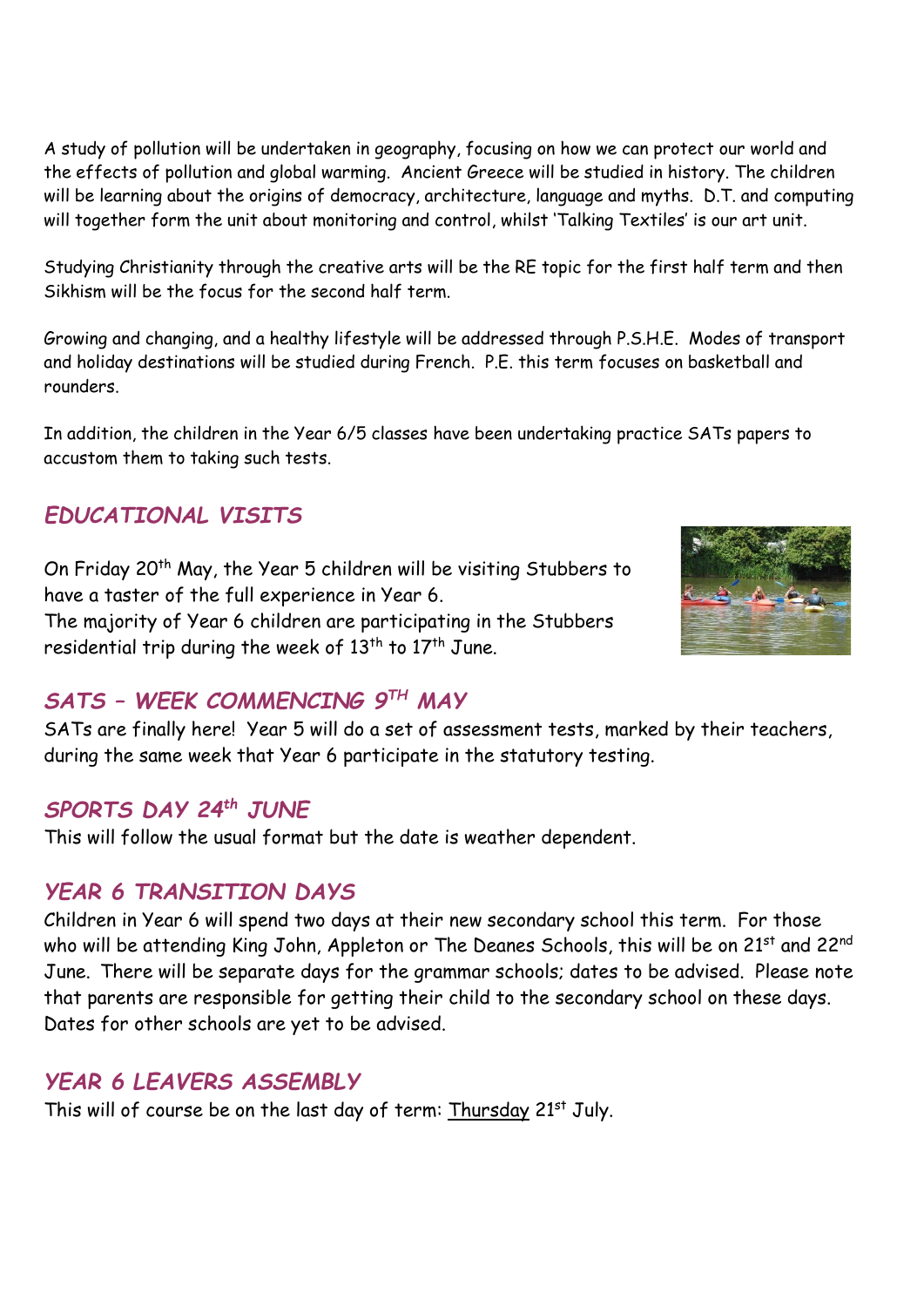A study of pollution will be undertaken in geography, focusing on how we can protect our world and the effects of pollution and global warming. Ancient Greece will be studied in history. The children will be learning about the origins of democracy, architecture, language and myths. D.T. and computing will together form the unit about monitoring and control, whilst 'Talking Textiles' is our art unit.

Studying Christianity through the creative arts will be the RE topic for the first half term and then Sikhism will be the focus for the second half term.

Growing and changing, and a healthy lifestyle will be addressed through P.S.H.E. Modes of transport and holiday destinations will be studied during French. P.E. this term focuses on basketball and rounders.

In addition, the children in the Year 6/5 classes have been undertaking practice SATs papers to accustom them to taking such tests.

## *EDUCATIONAL VISITS*

On Friday 20th May, the Year 5 children will be visiting Stubbers to have a taster of the full experience in Year 6.
The majority of Year 6 children are participating in the Stubbers residential trip during the week of 13th to 17th June.

## *SATS – WEEK COMMENCING 9TH MAY*

SATs are finally here! Year 5 will do a set of assessment tests, marked by their teachers, during the same week that Year 6 participate in the statutory testing.

## *SPORTS DAY 24th JUNE*

This will follow the usual format but the date is weather dependent.

## *YEAR 6 TRANSITION DAYS*

Children in Year 6 will spend two days at their new secondary school this term. For those who will be attending King John, Appleton or The Deanes Schools, this will be on 21st and 22nd June. There will be separate days for the grammar schools; dates to be advised. Please note that parents are responsible for getting their child to the secondary school on these days. Dates for other schools are yet to be advised.

## *YEAR 6 LEAVERS ASSEMBLY*

This will of course be on the last day of term: Thursday 21st July.